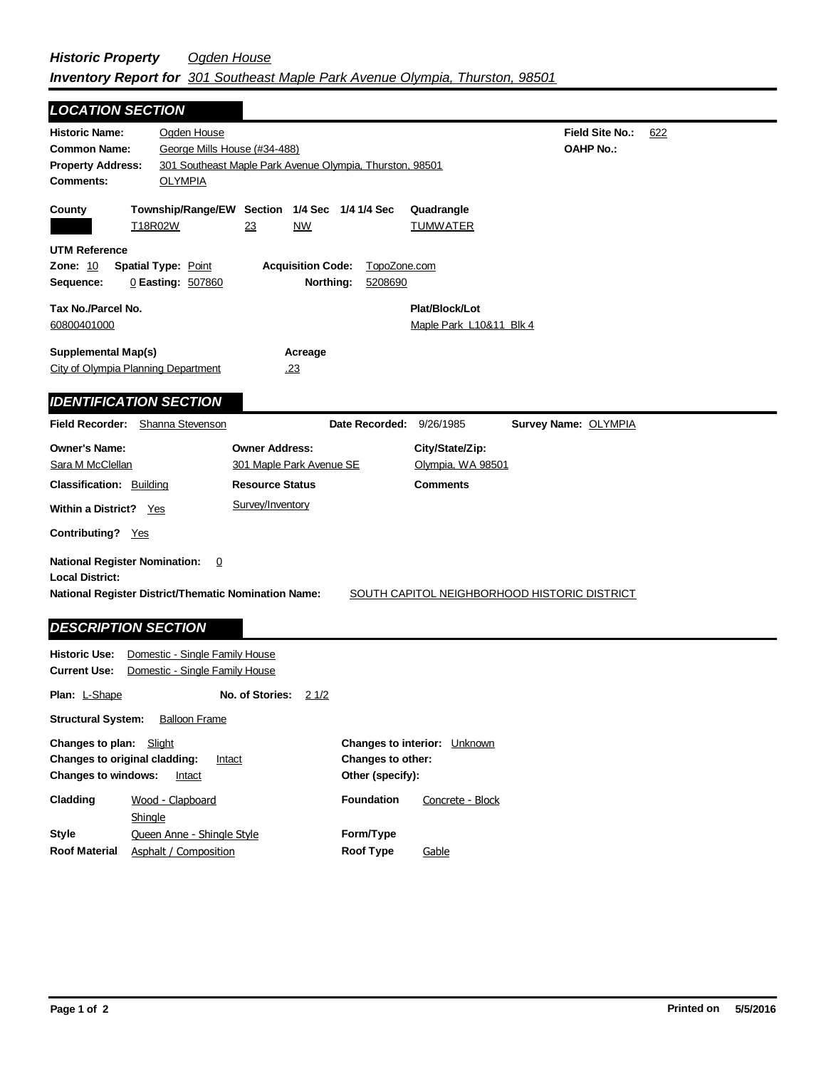# *Historic Property Inventory Report for* *Ogden House* *301 Southeast Maple Park Avenue Olympia, Thurston, 98501*

## LOCATION SECTION

**Historic Name:** Ogden House
**Common Name:** George Mills House (#34-488)
**Property Address:** 301 Southeast Maple Park Avenue Olympia, Thurston, 98501
**Comments:** OLYMPIA

**Field Site No.:** 622
**OAHP No.:**

| County | Township/Range/EW | Section | 1/4 Sec | 1/4 1/4 Sec | Quadrangle |
|---|---|---|---|---|---|
| | T18R02W | 23 | NW | | TUMWATER |

**UTM Reference**
**Zone:** 10 **Spatial Type:** Point **Acquisition Code:** TopoZone.com
**Sequence:** 0 **Easting:** 507860 **Northing:** 5208690

**Tax No./Parcel No.:** 60800401000
**Plat/Block/Lot:** Maple Park L10&11 Blk 4

**Supplemental Map(s):** City of Olympia Planning Department
**Acreage:** .23

## IDENTIFICATION SECTION

**Field Recorder:** Shanna Stevenson **Date Recorded:** 9/26/1985 **Survey Name:** OLYMPIA

**Owner's Name:** Sara M McClellan
**Owner Address:** 301 Maple Park Avenue SE
**City/State/Zip:** Olympia, WA 98501

**Classification:** Building
**Resource Status:** Survey/Inventory
**Comments**

**Within a District?** Yes

**Contributing?** Yes

**National Register Nomination:** 0
**Local District:**
**National Register District/Thematic Nomination Name:** SOUTH CAPITOL NEIGHBORHOOD HISTORIC DISTRICT

## DESCRIPTION SECTION

**Historic Use:** Domestic - Single Family House
**Current Use:** Domestic - Single Family House

**Plan:** L-Shape **No. of Stories:** 2 1/2

**Structural System:** Balloon Frame

**Changes to plan:** Slight
**Changes to original cladding:** Intact
**Changes to windows:** Intact
**Changes to interior:** Unknown
**Changes to other:**
**Other (specify):**

**Cladding:** Wood - Clapboard; Shingle
**Foundation:** Concrete - Block
**Style:** Queen Anne - Shingle Style
**Form/Type:**
**Roof Material:** Asphalt / Composition
**Roof Type:** Gable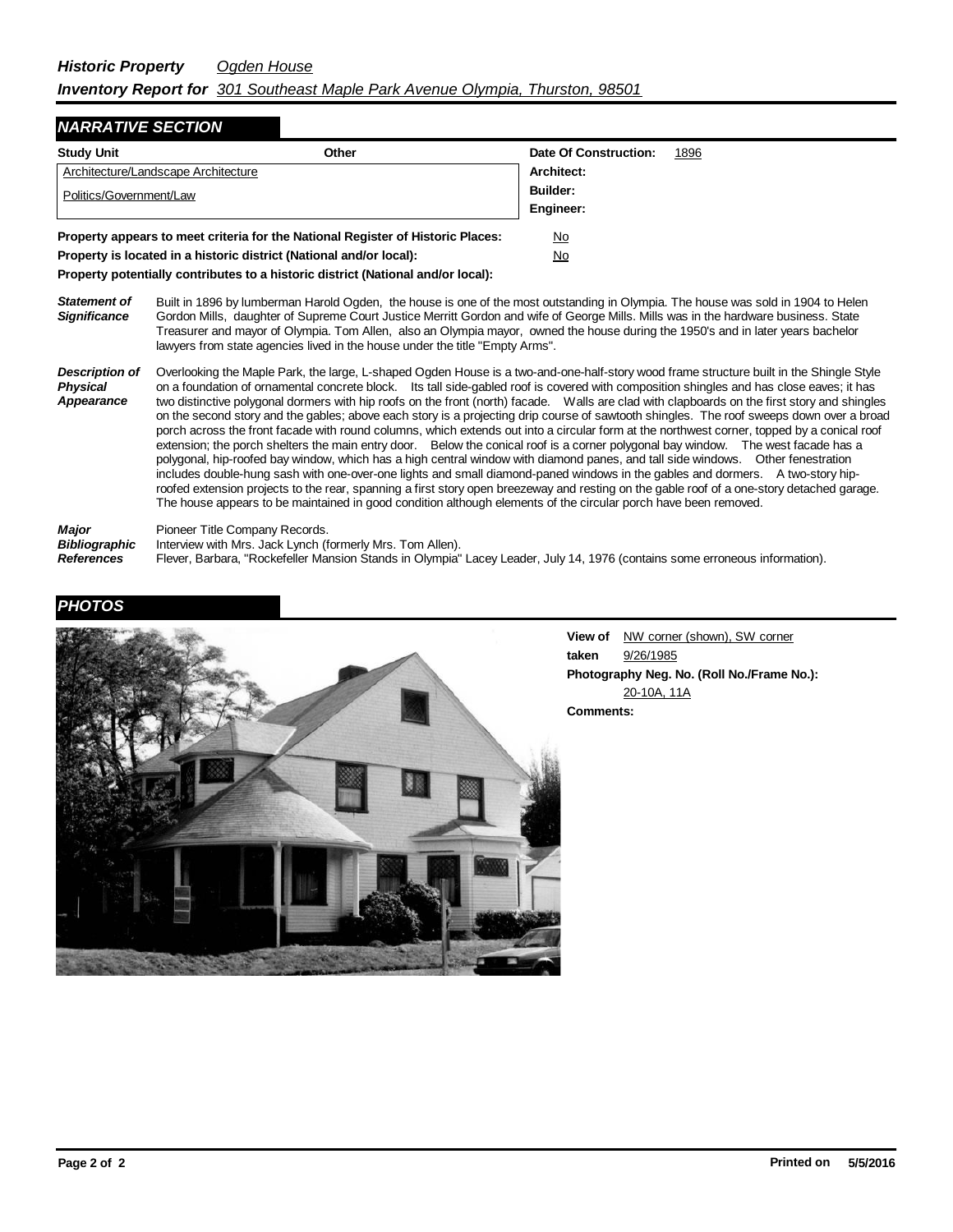## Historic Property Ogden House

## Inventory Report for 301 Southeast Maple Park Avenue Olympia, Thurston, 98501

### NARRATIVE SECTION

| Study Unit | Other | | |
|---|---|---|---|
| Architecture/Landscape Architecture | | **Date Of Construction:** | 1896 |
| Politics/Government/Law | | **Architect:** | |
| | | **Builder:** | |
| | | **Engineer:** | |

**Property appears to meet criteria for the National Register of Historic Places:** No

**Property is located in a historic district (National and/or local):** No

**Property potentially contributes to a historic district (National and/or local):**

***Statement of Significance***

Built in 1896 by lumberman Harold Ogden, the house is one of the most outstanding in Olympia. The house was sold in 1904 to Helen Gordon Mills, daughter of Supreme Court Justice Merritt Gordon and wife of George Mills. Mills was in the hardware business. State Treasurer and mayor of Olympia. Tom Allen, also an Olympia mayor, owned the house during the 1950's and in later years bachelor lawyers from state agencies lived in the house under the title "Empty Arms".

***Description of Physical Appearance***

Overlooking the Maple Park, the large, L-shaped Ogden House is a two-and-one-half-story wood frame structure built in the Shingle Style on a foundation of ornamental concrete block. Its tall side-gabled roof is covered with composition shingles and has close eaves; it has two distinctive polygonal dormers with hip roofs on the front (north) facade. Walls are clad with clapboards on the first story and shingles on the second story and the gables; above each story is a projecting drip course of sawtooth shingles. The roof sweeps down over a broad porch across the front facade with round columns, which extends out into a circular form at the northwest corner, topped by a conical roof extension; the porch shelters the main entry door. Below the conical roof is a corner polygonal bay window. The west facade has a polygonal, hip-roofed bay window, which has a high central window with diamond panes, and tall side windows. Other fenestration includes double-hung sash with one-over-one lights and small diamond-paned windows in the gables and dormers. A two-story hip-roofed extension projects to the rear, spanning a first story open breezeway and resting on the gable roof of a one-story detached garage. The house appears to be maintained in good condition although elements of the circular porch have been removed.

***Major Bibliographic References***

Pioneer Title Company Records.
Interview with Mrs. Jack Lynch (formerly Mrs. Tom Allen).
Flever, Barbara, "Rockefeller Mansion Stands in Olympia" Lacey Leader, July 14, 1976 (contains some erroneous information).

### PHOTOS

**View of** NW corner (shown), SW corner

**taken** 9/26/1985

**Photography Neg. No. (Roll No./Frame No.):** 20-10A, 11A

**Comments:**

Printed on 5/5/2016